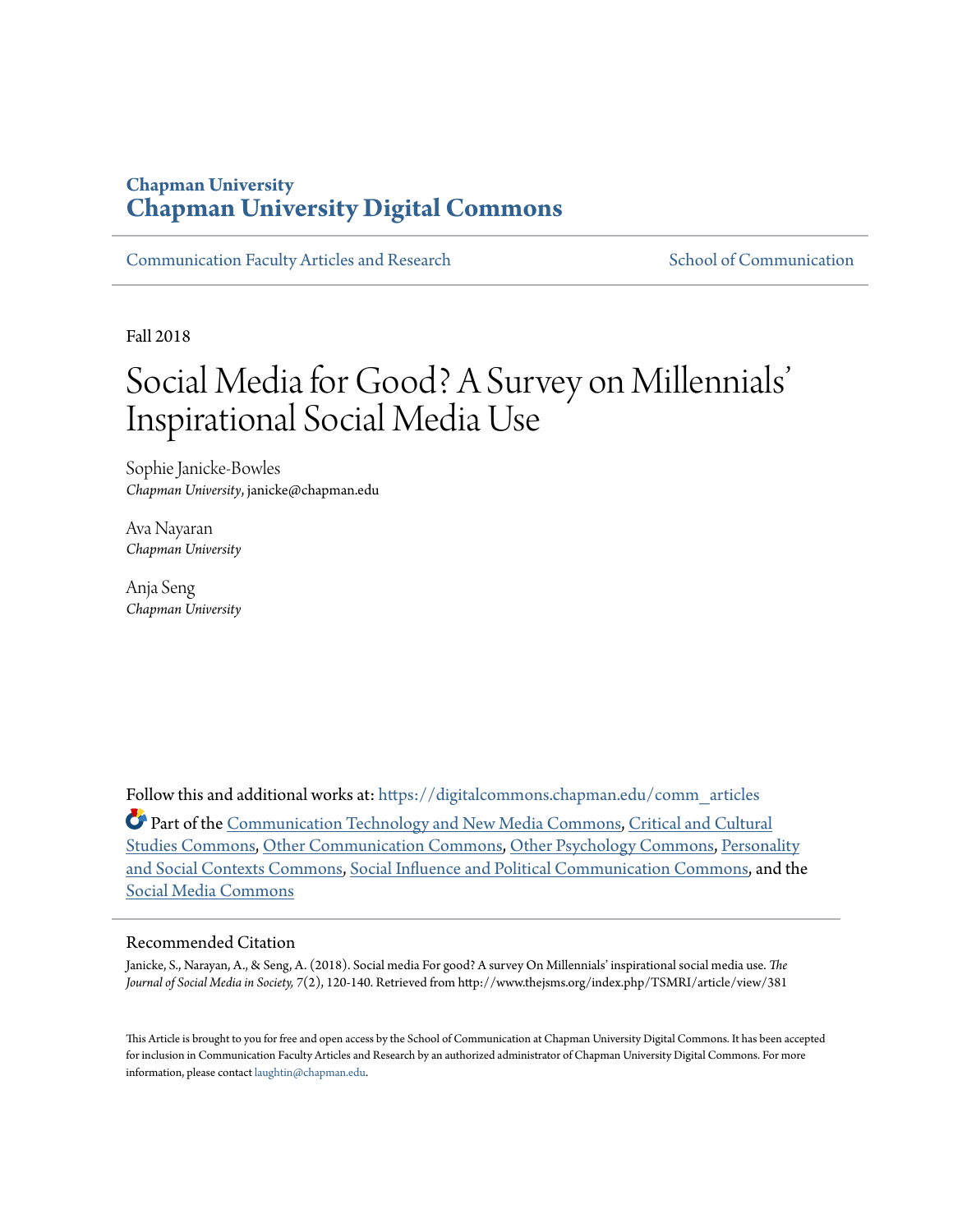Chapman University

# Chapman University Digital Commons

Communication Faculty Articles and Research | School of Communication

Fall 2018

# Social Media for Good? A Survey on Millennials' Inspirational Social Media Use

Sophie Janicke-Bowles
*Chapman University*, janicke@chapman.edu

Ava Nayaran
*Chapman University*

Anja Seng
*Chapman University*

Follow this and additional works at: https://digitalcommons.chapman.edu/comm_articles

Part of the Communication Technology and New Media Commons, Critical and Cultural Studies Commons, Other Communication Commons, Other Psychology Commons, Personality and Social Contexts Commons, Social Influence and Political Communication Commons, and the Social Media Commons

## Recommended Citation

Janicke, S., Narayan, A., & Seng, A. (2018). Social media For good? A survey On Millennials' inspirational social media use. *The Journal of Social Media in Society,* 7(2), 120-140. Retrieved from http://www.thejsms.org/index.php/TSMRI/article/view/381

This Article is brought to you for free and open access by the School of Communication at Chapman University Digital Commons. It has been accepted for inclusion in Communication Faculty Articles and Research by an authorized administrator of Chapman University Digital Commons. For more information, please contact laughtin@chapman.edu.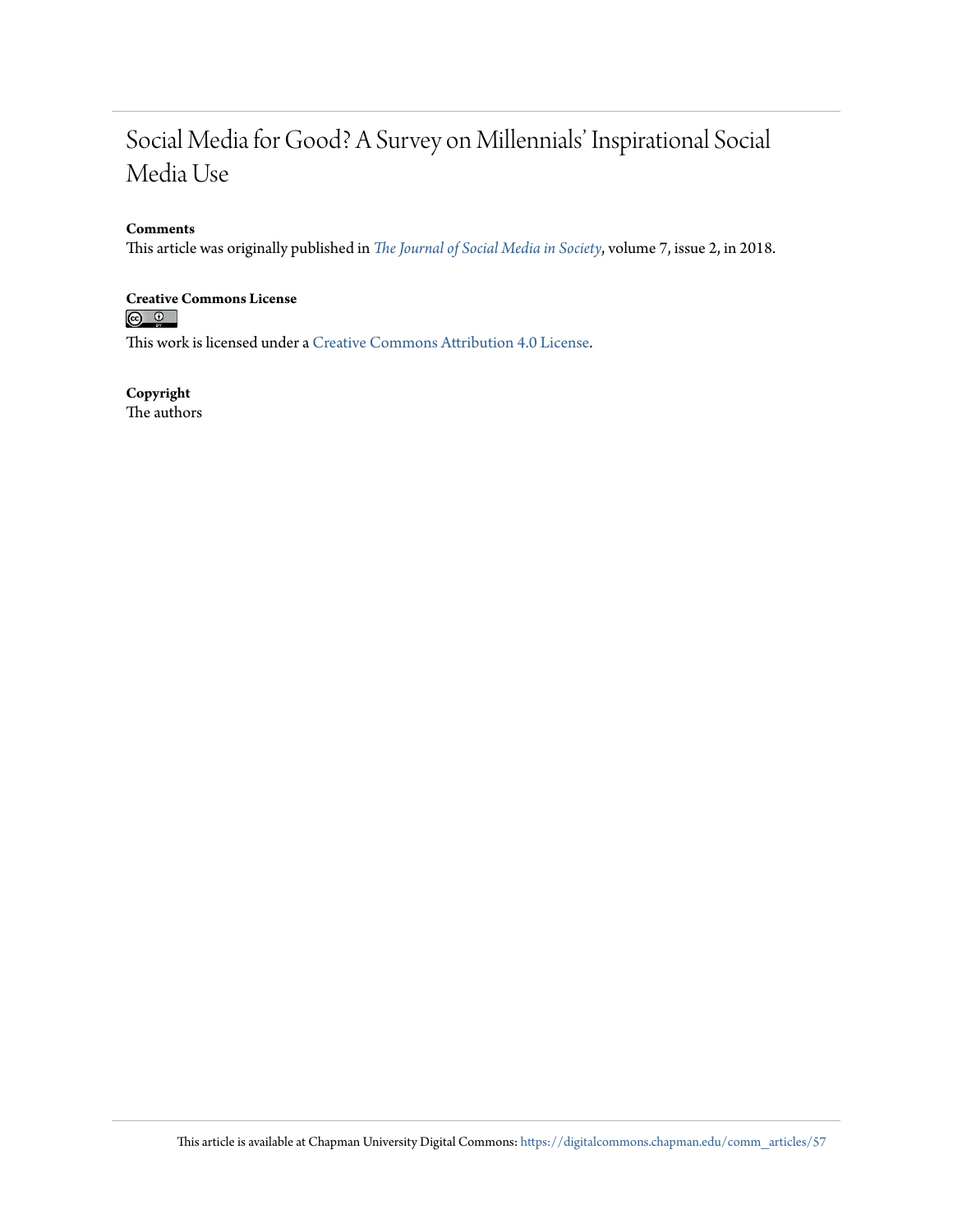# Social Media for Good? A Survey on Millennials' Inspirational Social Media Use

**Comments**

This article was originally published in *The Journal of Social Media in Society*, volume 7, issue 2, in 2018.

**Creative Commons License**

This work is licensed under a Creative Commons Attribution 4.0 License.

**Copyright**

The authors

This article is available at Chapman University Digital Commons: https://digitalcommons.chapman.edu/comm_articles/57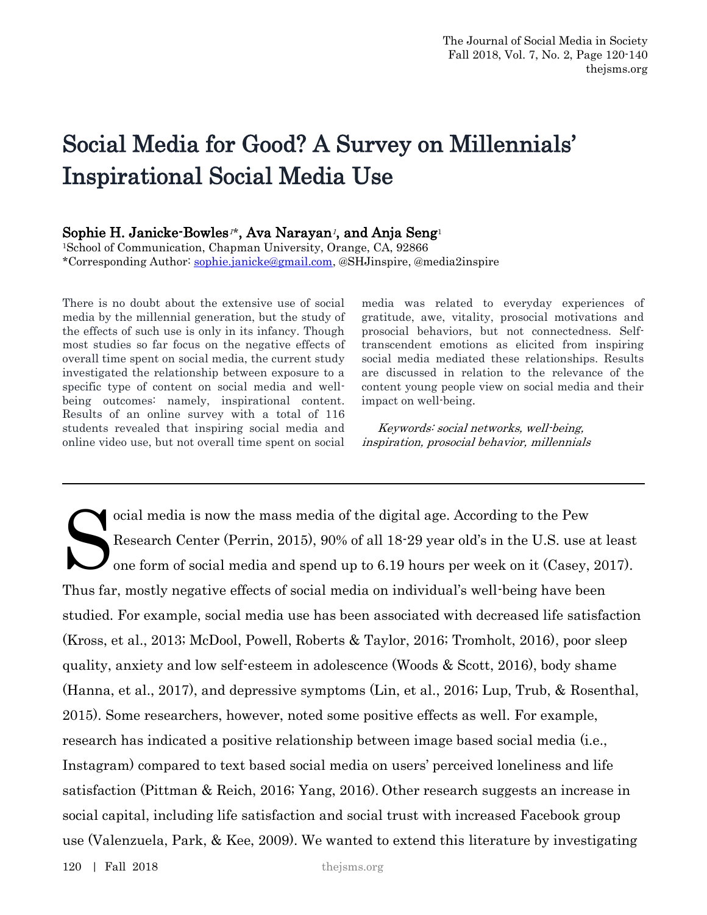# Social Media for Good? A Survey on Millennials' Inspirational Social Media Use

**Sophie H. Janicke-Bowles[1]\*, Ava Narayan[1], and Anja Seng[1]**

[1]School of Communication, Chapman University, Orange, CA, 92866
*Corresponding Author: sophie.janicke@gmail.com, @SHJinspire, @media2inspire

There is no doubt about the extensive use of social media by the millennial generation, but the study of the effects of such use is only in its infancy. Though most studies so far focus on the negative effects of overall time spent on social media, the current study investigated the relationship between exposure to a specific type of content on social media and well-being outcomes: namely, inspirational content. Results of an online survey with a total of 116 students revealed that inspiring social media and online video use, but not overall time spent on social media was related to everyday experiences of gratitude, awe, vitality, prosocial motivations and prosocial behaviors, but not connectedness. Self-transcendent emotions as elicited from inspiring social media mediated these relationships. Results are discussed in relation to the relevance of the content young people view on social media and their impact on well-being.

*Keywords: social networks, well-being, inspiration, prosocial behavior, millennials*

---

Social media is now the mass media of the digital age. According to the Pew Research Center (Perrin, 2015), 90% of all 18-29 year old's in the U.S. use at least one form of social media and spend up to 6.19 hours per week on it (Casey, 2017). Thus far, mostly negative effects of social media on individual's well-being have been studied. For example, social media use has been associated with decreased life satisfaction (Kross, et al., 2013; McDool, Powell, Roberts & Taylor, 2016; Tromholt, 2016), poor sleep quality, anxiety and low self-esteem in adolescence (Woods & Scott, 2016), body shame (Hanna, et al., 2017), and depressive symptoms (Lin, et al., 2016; Lup, Trub, & Rosenthal, 2015). Some researchers, however, noted some positive effects as well. For example, research has indicated a positive relationship between image based social media (i.e., Instagram) compared to text based social media on users' perceived loneliness and life satisfaction (Pittman & Reich, 2016; Yang, 2016). Other research suggests an increase in social capital, including life satisfaction and social trust with increased Facebook group use (Valenzuela, Park, & Kee, 2009). We wanted to extend this literature by investigating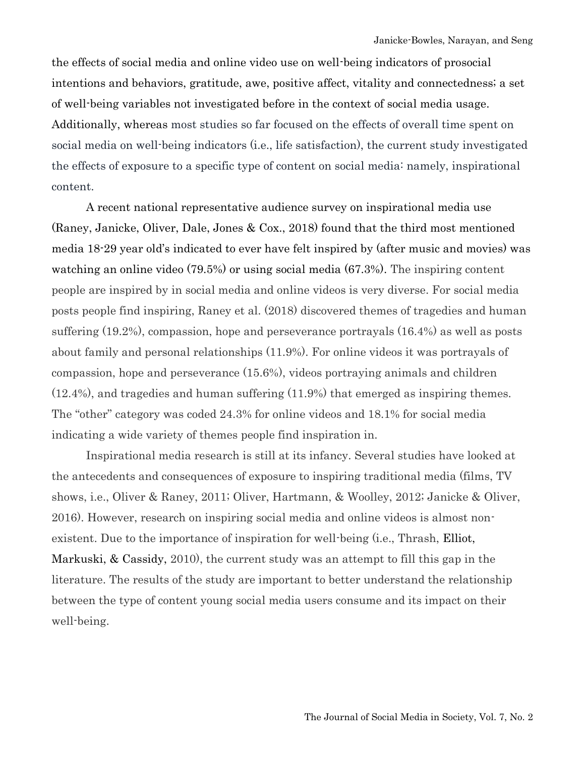the effects of social media and online video use on well-being indicators of prosocial intentions and behaviors, gratitude, awe, positive affect, vitality and connectedness; a set of well-being variables not investigated before in the context of social media usage. Additionally, whereas most studies so far focused on the effects of overall time spent on social media on well-being indicators (i.e., life satisfaction), the current study investigated the effects of exposure to a specific type of content on social media: namely, inspirational content.

A recent national representative audience survey on inspirational media use (Raney, Janicke, Oliver, Dale, Jones & Cox., 2018) found that the third most mentioned media 18-29 year old's indicated to ever have felt inspired by (after music and movies) was watching an online video (79.5%) or using social media (67.3%). The inspiring content people are inspired by in social media and online videos is very diverse. For social media posts people find inspiring, Raney et al. (2018) discovered themes of tragedies and human suffering (19.2%), compassion, hope and perseverance portrayals (16.4%) as well as posts about family and personal relationships (11.9%). For online videos it was portrayals of compassion, hope and perseverance (15.6%), videos portraying animals and children (12.4%), and tragedies and human suffering (11.9%) that emerged as inspiring themes. The "other" category was coded 24.3% for online videos and 18.1% for social media indicating a wide variety of themes people find inspiration in.

Inspirational media research is still at its infancy. Several studies have looked at the antecedents and consequences of exposure to inspiring traditional media (films, TV shows, i.e., Oliver & Raney, 2011; Oliver, Hartmann, & Woolley, 2012; Janicke & Oliver, 2016). However, research on inspiring social media and online videos is almost non-existent. Due to the importance of inspiration for well-being (i.e., Thrash, Elliot, Markuski, & Cassidy, 2010), the current study was an attempt to fill this gap in the literature. The results of the study are important to better understand the relationship between the type of content young social media users consume and its impact on their well-being.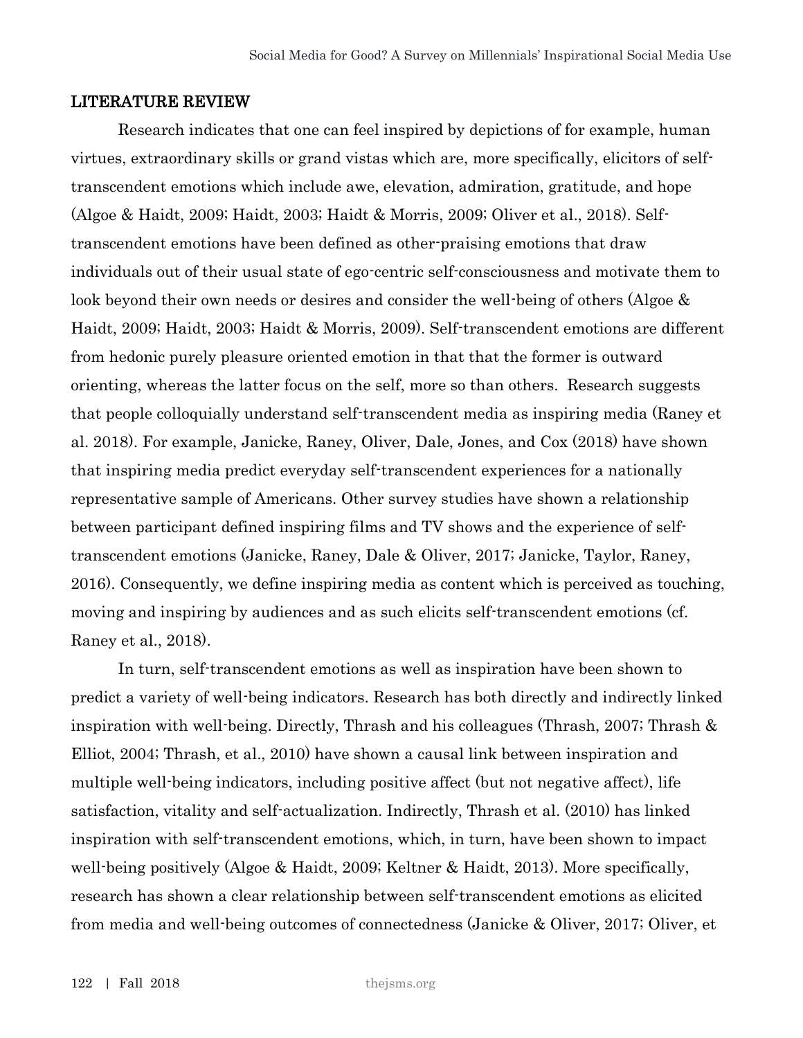## LITERATURE REVIEW

Research indicates that one can feel inspired by depictions of for example, human virtues, extraordinary skills or grand vistas which are, more specifically, elicitors of self-transcendent emotions which include awe, elevation, admiration, gratitude, and hope (Algoe & Haidt, 2009; Haidt, 2003; Haidt & Morris, 2009; Oliver et al., 2018). Self-transcendent emotions have been defined as other-praising emotions that draw individuals out of their usual state of ego-centric self-consciousness and motivate them to look beyond their own needs or desires and consider the well-being of others (Algoe & Haidt, 2009; Haidt, 2003; Haidt & Morris, 2009). Self-transcendent emotions are different from hedonic purely pleasure oriented emotion in that that the former is outward orienting, whereas the latter focus on the self, more so than others. Research suggests that people colloquially understand self-transcendent media as inspiring media (Raney et al. 2018). For example, Janicke, Raney, Oliver, Dale, Jones, and Cox (2018) have shown that inspiring media predict everyday self-transcendent experiences for a nationally representative sample of Americans. Other survey studies have shown a relationship between participant defined inspiring films and TV shows and the experience of self-transcendent emotions (Janicke, Raney, Dale & Oliver, 2017; Janicke, Taylor, Raney, 2016). Consequently, we define inspiring media as content which is perceived as touching, moving and inspiring by audiences and as such elicits self-transcendent emotions (cf. Raney et al., 2018).

In turn, self-transcendent emotions as well as inspiration have been shown to predict a variety of well-being indicators. Research has both directly and indirectly linked inspiration with well-being. Directly, Thrash and his colleagues (Thrash, 2007; Thrash & Elliot, 2004; Thrash, et al., 2010) have shown a causal link between inspiration and multiple well-being indicators, including positive affect (but not negative affect), life satisfaction, vitality and self-actualization. Indirectly, Thrash et al. (2010) has linked inspiration with self-transcendent emotions, which, in turn, have been shown to impact well-being positively (Algoe & Haidt, 2009; Keltner & Haidt, 2013). More specifically, research has shown a clear relationship between self-transcendent emotions as elicited from media and well-being outcomes of connectedness (Janicke & Oliver, 2017; Oliver, et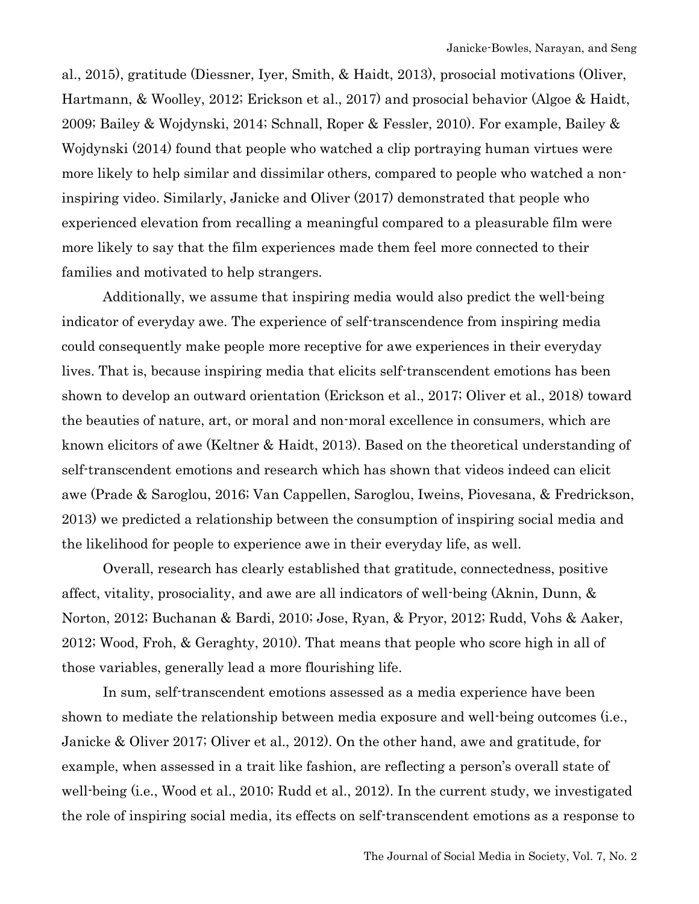al., 2015), gratitude (Diessner, Iyer, Smith, & Haidt, 2013), prosocial motivations (Oliver, Hartmann, & Woolley, 2012; Erickson et al., 2017) and prosocial behavior (Algoe & Haidt, 2009; Bailey & Wojdynski, 2014; Schnall, Roper & Fessler, 2010). For example, Bailey & Wojdynski (2014) found that people who watched a clip portraying human virtues were more likely to help similar and dissimilar others, compared to people who watched a non-inspiring video. Similarly, Janicke and Oliver (2017) demonstrated that people who experienced elevation from recalling a meaningful compared to a pleasurable film were more likely to say that the film experiences made them feel more connected to their families and motivated to help strangers.

Additionally, we assume that inspiring media would also predict the well-being indicator of everyday awe. The experience of self-transcendence from inspiring media could consequently make people more receptive for awe experiences in their everyday lives. That is, because inspiring media that elicits self-transcendent emotions has been shown to develop an outward orientation (Erickson et al., 2017; Oliver et al., 2018) toward the beauties of nature, art, or moral and non-moral excellence in consumers, which are known elicitors of awe (Keltner & Haidt, 2013). Based on the theoretical understanding of self-transcendent emotions and research which has shown that videos indeed can elicit awe (Prade & Saroglou, 2016; Van Cappellen, Saroglou, Iweins, Piovesana, & Fredrickson, 2013) we predicted a relationship between the consumption of inspiring social media and the likelihood for people to experience awe in their everyday life, as well.

Overall, research has clearly established that gratitude, connectedness, positive affect, vitality, prosociality, and awe are all indicators of well-being (Aknin, Dunn, & Norton, 2012; Buchanan & Bardi, 2010; Jose, Ryan, & Pryor, 2012; Rudd, Vohs & Aaker, 2012; Wood, Froh, & Geraghty, 2010). That means that people who score high in all of those variables, generally lead a more flourishing life.

In sum, self-transcendent emotions assessed as a media experience have been shown to mediate the relationship between media exposure and well-being outcomes (i.e., Janicke & Oliver 2017; Oliver et al., 2012). On the other hand, awe and gratitude, for example, when assessed in a trait like fashion, are reflecting a person's overall state of well-being (i.e., Wood et al., 2010; Rudd et al., 2012). In the current study, we investigated the role of inspiring social media, its effects on self-transcendent emotions as a response to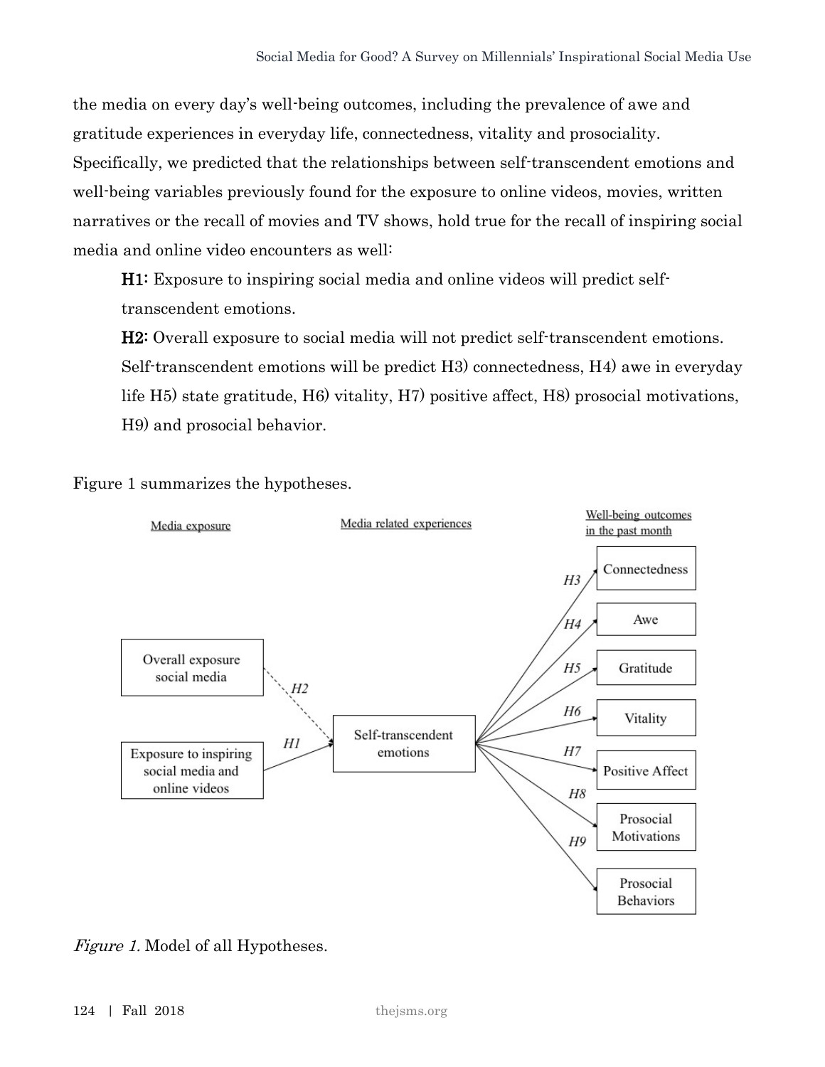the media on every day's well-being outcomes, including the prevalence of awe and gratitude experiences in everyday life, connectedness, vitality and prosociality. Specifically, we predicted that the relationships between self-transcendent emotions and well-being variables previously found for the exposure to online videos, movies, written narratives or the recall of movies and TV shows, hold true for the recall of inspiring social media and online video encounters as well:

> **H1:** Exposure to inspiring social media and online videos will predict self-transcendent emotions.
>
> **H2:** Overall exposure to social media will not predict self-transcendent emotions. Self-transcendent emotions will be predict H3) connectedness, H4) awe in everyday life H5) state gratitude, H6) vitality, H7) positive affect, H8) prosocial motivations, H9) and prosocial behavior.

Figure 1 summarizes the hypotheses.

*Figure 1.* Model of all Hypotheses.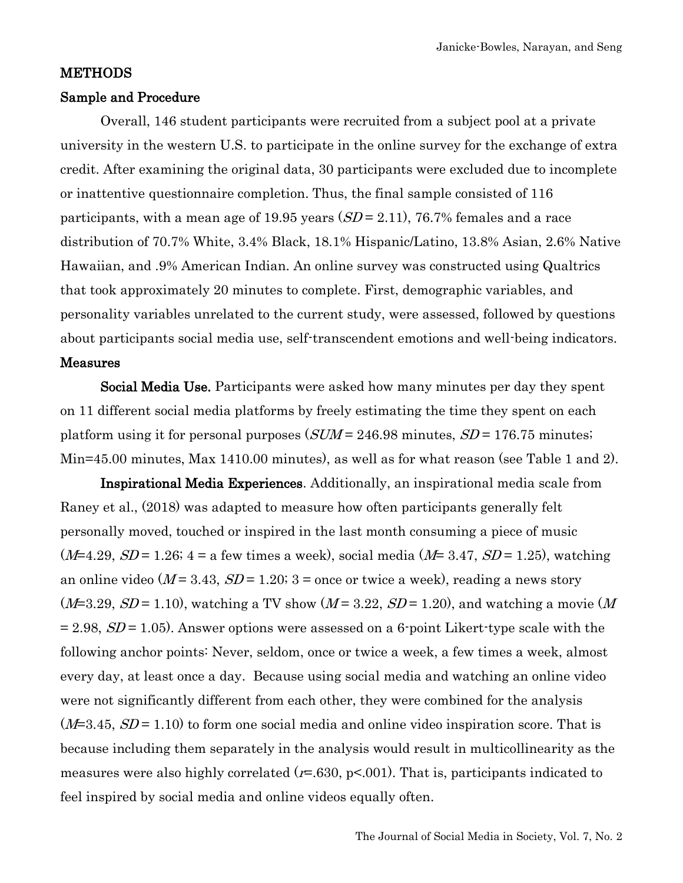## METHODS

### Sample and Procedure

Overall, 146 student participants were recruited from a subject pool at a private university in the western U.S. to participate in the online survey for the exchange of extra credit. After examining the original data, 30 participants were excluded due to incomplete or inattentive questionnaire completion. Thus, the final sample consisted of 116 participants, with a mean age of 19.95 years ($SD$ = 2.11), 76.7% females and a race distribution of 70.7% White, 3.4% Black, 18.1% Hispanic/Latino, 13.8% Asian, 2.6% Native Hawaiian, and .9% American Indian. An online survey was constructed using Qualtrics that took approximately 20 minutes to complete. First, demographic variables, and personality variables unrelated to the current study, were assessed, followed by questions about participants social media use, self-transcendent emotions and well-being indicators.

### Measures

**Social Media Use.** Participants were asked how many minutes per day they spent on 11 different social media platforms by freely estimating the time they spent on each platform using it for personal purposes ($SUM$ = 246.98 minutes, $SD$ = 176.75 minutes; Min=45.00 minutes, Max 1410.00 minutes), as well as for what reason (see Table 1 and 2).

**Inspirational Media Experiences**. Additionally, an inspirational media scale from Raney et al., (2018) was adapted to measure how often participants generally felt personally moved, touched or inspired in the last month consuming a piece of music ($M$=4.29, $SD$ = 1.26; 4 = a few times a week), social media ($M$= 3.47, $SD$ = 1.25), watching an online video ($M$ = 3.43, $SD$ = 1.20; 3 = once or twice a week), reading a news story ($M$=3.29, $SD$ = 1.10), watching a TV show ($M$ = 3.22, $SD$ = 1.20), and watching a movie ($M$ = 2.98, $SD$ = 1.05). Answer options were assessed on a 6-point Likert-type scale with the following anchor points: Never, seldom, once or twice a week, a few times a week, almost every day, at least once a day. Because using social media and watching an online video were not significantly different from each other, they were combined for the analysis ($M$=3.45, $SD$ = 1.10) to form one social media and online video inspiration score. That is because including them separately in the analysis would result in multicollinearity as the measures were also highly correlated ($r$=.630, $p<.001$). That is, participants indicated to feel inspired by social media and online videos equally often.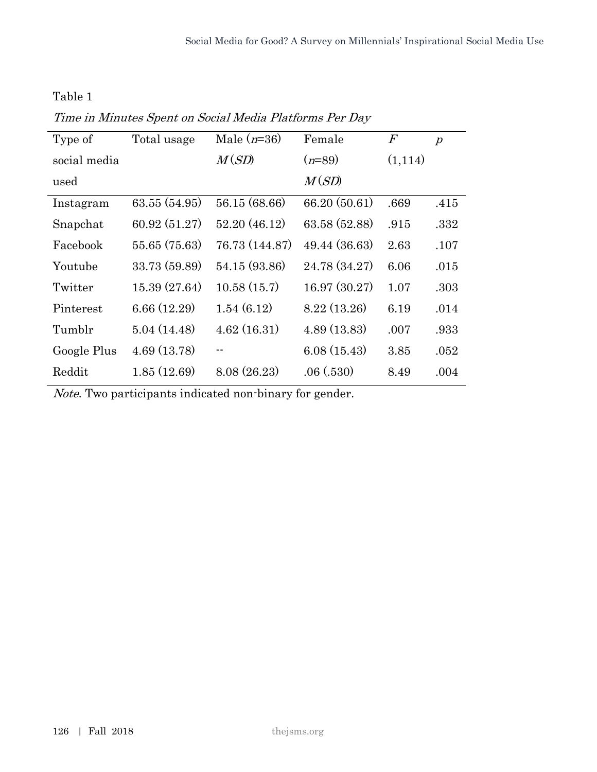Table 1

*Time in Minutes Spent on Social Media Platforms Per Day*

| Type of social media used | Total usage | Male ($n$=36) $M$ ($SD$) | Female ($n$=89) $M$ ($SD$) | $F$ (1,114) | $p$ |
|---|---|---|---|---|---|
| Instagram | 63.55 (54.95) | 56.15 (68.66) | 66.20 (50.61) | .669 | .415 |
| Snapchat | 60.92 (51.27) | 52.20 (46.12) | 63.58 (52.88) | .915 | .332 |
| Facebook | 55.65 (75.63) | 76.73 (144.87) | 49.44 (36.63) | 2.63 | .107 |
| Youtube | 33.73 (59.89) | 54.15 (93.86) | 24.78 (34.27) | 6.06 | .015 |
| Twitter | 15.39 (27.64) | 10.58 (15.7) | 16.97 (30.27) | 1.07 | .303 |
| Pinterest | 6.66 (12.29) | 1.54 (6.12) | 8.22 (13.26) | 6.19 | .014 |
| Tumblr | 5.04 (14.48) | 4.62 (16.31) | 4.89 (13.83) | .007 | .933 |
| Google Plus | 4.69 (13.78) | -- | 6.08 (15.43) | 3.85 | .052 |
| Reddit | 1.85 (12.69) | 8.08 (26.23) | .06 (.530) | 8.49 | .004 |

*Note*. Two participants indicated non-binary for gender.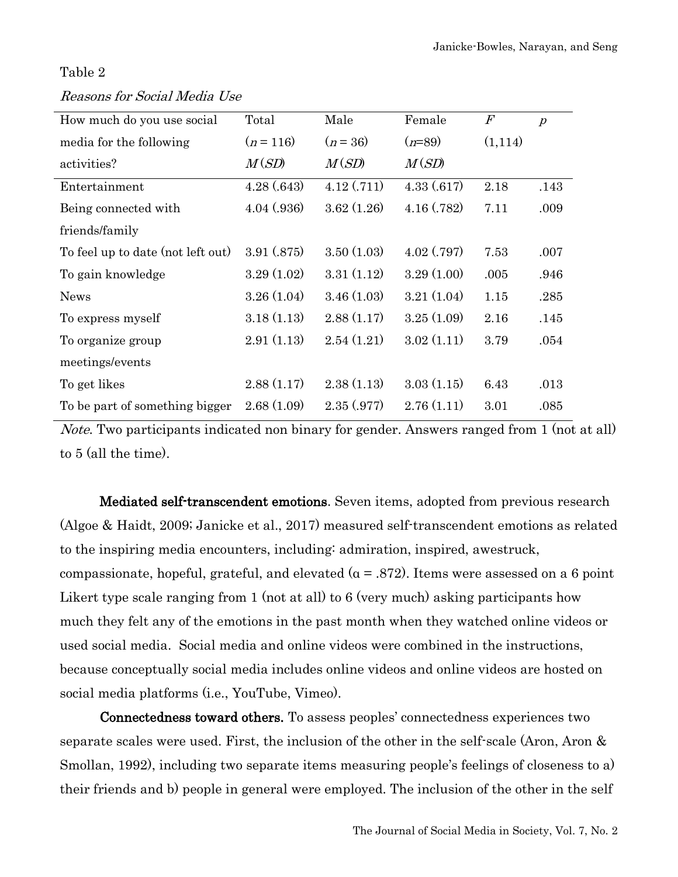Table 2

*Reasons for Social Media Use*

| How much do you use social media for the following activities? | Total ($n$ = 116) $M$ ($SD$) | Male ($n$ = 36) $M$ ($SD$) | Female ($n$=89) $M$ ($SD$) | $F$ (1,114) | $p$ |
|---|---|---|---|---|---|
| Entertainment | 4.28 (.643) | 4.12 (.711) | 4.33 (.617) | 2.18 | .143 |
| Being connected with friends/family | 4.04 (.936) | 3.62 (1.26) | 4.16 (.782) | 7.11 | .009 |
| To feel up to date (not left out) | 3.91 (.875) | 3.50 (1.03) | 4.02 (.797) | 7.53 | .007 |
| To gain knowledge | 3.29 (1.02) | 3.31 (1.12) | 3.29 (1.00) | .005 | .946 |
| News | 3.26 (1.04) | 3.46 (1.03) | 3.21 (1.04) | 1.15 | .285 |
| To express myself | 3.18 (1.13) | 2.88 (1.17) | 3.25 (1.09) | 2.16 | .145 |
| To organize group meetings/events | 2.91 (1.13) | 2.54 (1.21) | 3.02 (1.11) | 3.79 | .054 |
| To get likes | 2.88 (1.17) | 2.38 (1.13) | 3.03 (1.15) | 6.43 | .013 |
| To be part of something bigger | 2.68 (1.09) | 2.35 (.977) | 2.76 (1.11) | 3.01 | .085 |

*Note*. Two participants indicated non binary for gender. Answers ranged from 1 (not at all) to 5 (all the time).

**Mediated self-transcendent emotions**. Seven items, adopted from previous research (Algoe & Haidt, 2009; Janicke et al., 2017) measured self-transcendent emotions as related to the inspiring media encounters, including: admiration, inspired, awestruck, compassionate, hopeful, grateful, and elevated ($\alpha$ = .872). Items were assessed on a 6 point Likert type scale ranging from 1 (not at all) to 6 (very much) asking participants how much they felt any of the emotions in the past month when they watched online videos or used social media. Social media and online videos were combined in the instructions, because conceptually social media includes online videos and online videos are hosted on social media platforms (i.e., YouTube, Vimeo).

**Connectedness toward others.** To assess peoples' connectedness experiences two separate scales were used. First, the inclusion of the other in the self-scale (Aron, Aron & Smollan, 1992), including two separate items measuring people's feelings of closeness to a) their friends and b) people in general were employed. The inclusion of the other in the self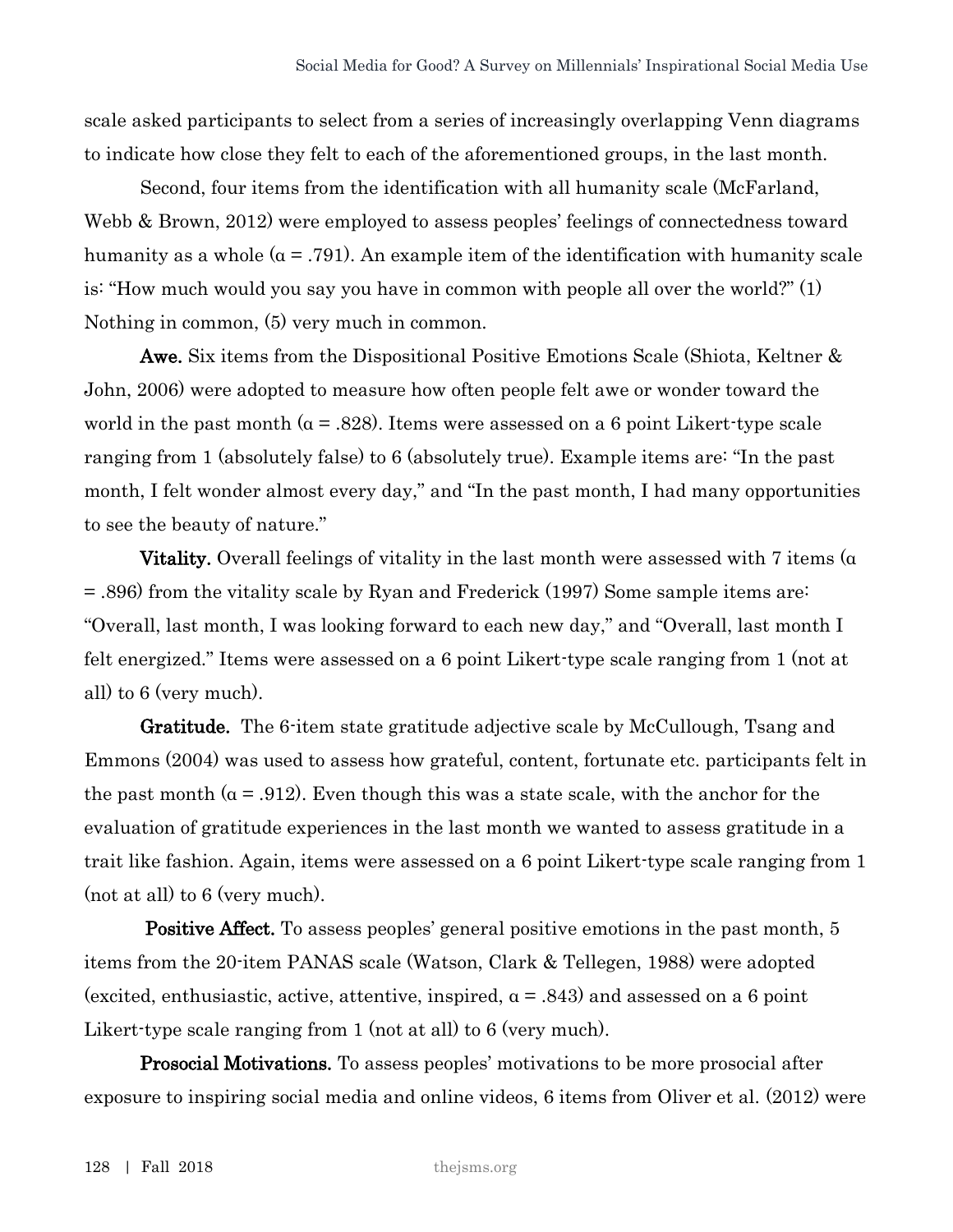scale asked participants to select from a series of increasingly overlapping Venn diagrams to indicate how close they felt to each of the aforementioned groups, in the last month.

Second, four items from the identification with all humanity scale (McFarland, Webb & Brown, 2012) were employed to assess peoples' feelings of connectedness toward humanity as a whole ($\alpha = .791$). An example item of the identification with humanity scale is: "How much would you say you have in common with people all over the world?" (1) Nothing in common, (5) very much in common.

**Awe.** Six items from the Dispositional Positive Emotions Scale (Shiota, Keltner & John, 2006) were adopted to measure how often people felt awe or wonder toward the world in the past month ($\alpha = .828$). Items were assessed on a 6 point Likert-type scale ranging from 1 (absolutely false) to 6 (absolutely true). Example items are: "In the past month, I felt wonder almost every day," and "In the past month, I had many opportunities to see the beauty of nature."

**Vitality.** Overall feelings of vitality in the last month were assessed with 7 items ($\alpha = .896$) from the vitality scale by Ryan and Frederick (1997) Some sample items are: "Overall, last month, I was looking forward to each new day," and "Overall, last month I felt energized." Items were assessed on a 6 point Likert-type scale ranging from 1 (not at all) to 6 (very much).

**Gratitude.** The 6-item state gratitude adjective scale by McCullough, Tsang and Emmons (2004) was used to assess how grateful, content, fortunate etc. participants felt in the past month ($\alpha = .912$). Even though this was a state scale, with the anchor for the evaluation of gratitude experiences in the last month we wanted to assess gratitude in a trait like fashion. Again, items were assessed on a 6 point Likert-type scale ranging from 1 (not at all) to 6 (very much).

**Positive Affect.** To assess peoples' general positive emotions in the past month, 5 items from the 20-item PANAS scale (Watson, Clark & Tellegen, 1988) were adopted (excited, enthusiastic, active, attentive, inspired, $\alpha = .843$) and assessed on a 6 point Likert-type scale ranging from 1 (not at all) to 6 (very much).

**Prosocial Motivations.** To assess peoples' motivations to be more prosocial after exposure to inspiring social media and online videos, 6 items from Oliver et al. (2012) were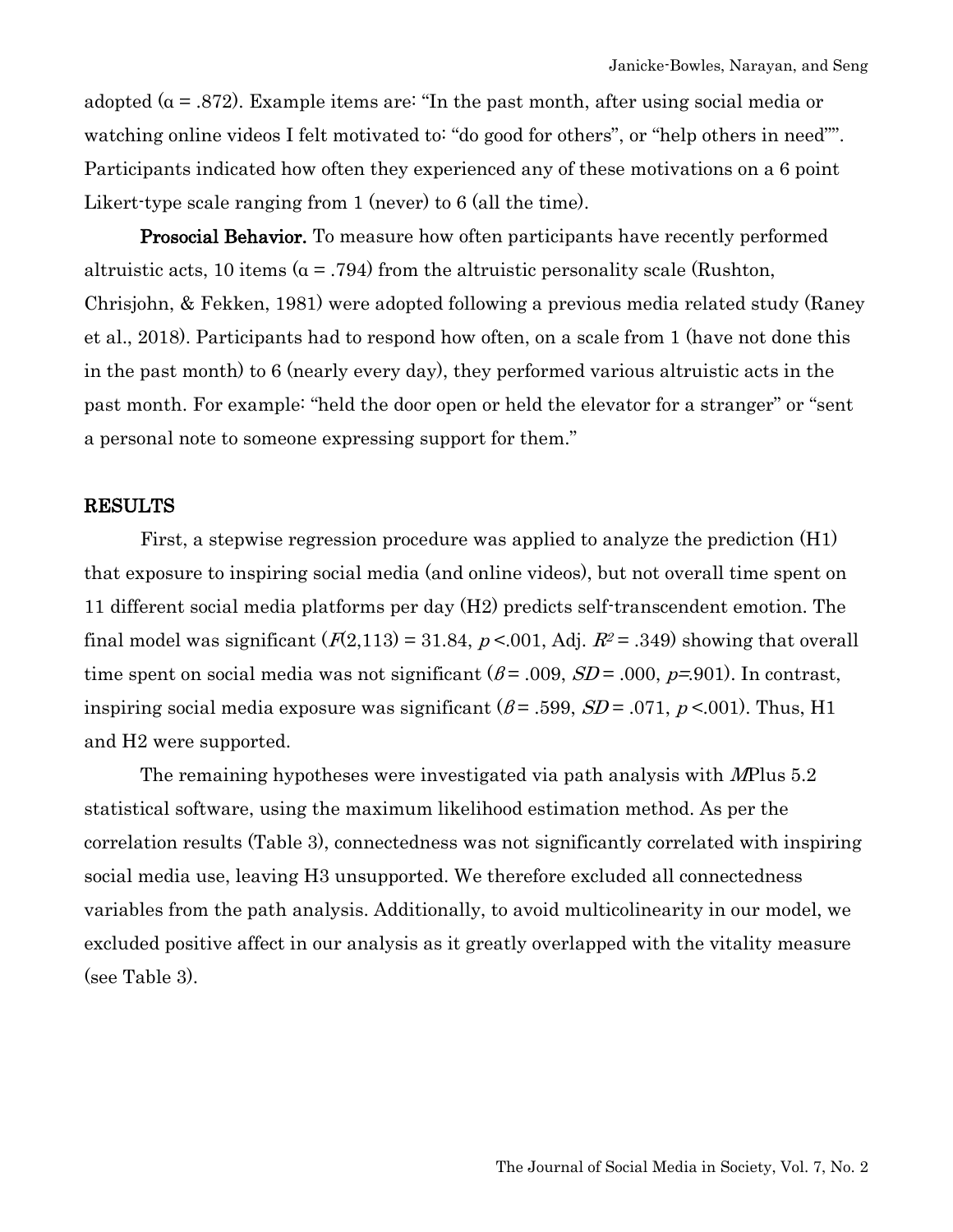adopted ($\alpha$ = .872). Example items are: "In the past month, after using social media or watching online videos I felt motivated to: "do good for others", or "help others in need"". Participants indicated how often they experienced any of these motivations on a 6 point Likert-type scale ranging from 1 (never) to 6 (all the time).

**Prosocial Behavior.** To measure how often participants have recently performed altruistic acts, 10 items ($\alpha$ = .794) from the altruistic personality scale (Rushton, Chrisjohn, & Fekken, 1981) were adopted following a previous media related study (Raney et al., 2018). Participants had to respond how often, on a scale from 1 (have not done this in the past month) to 6 (nearly every day), they performed various altruistic acts in the past month. For example: "held the door open or held the elevator for a stranger" or "sent a personal note to someone expressing support for them."

## RESULTS

First, a stepwise regression procedure was applied to analyze the prediction (H1) that exposure to inspiring social media (and online videos), but not overall time spent on 11 different social media platforms per day (H2) predicts self-transcendent emotion. The final model was significant ($F(2,113) = 31.84$, $p < .001$, Adj. $R^2 = .349$) showing that overall time spent on social media was not significant ($\beta = .009$, $SD = .000$, $p = .901$). In contrast, inspiring social media exposure was significant ($\beta = .599$, $SD = .071$, $p < .001$). Thus, H1 and H2 were supported.

The remaining hypotheses were investigated via path analysis with *M*Plus 5.2 statistical software, using the maximum likelihood estimation method. As per the correlation results (Table 3), connectedness was not significantly correlated with inspiring social media use, leaving H3 unsupported. We therefore excluded all connectedness variables from the path analysis. Additionally, to avoid multicolinearity in our model, we excluded positive affect in our analysis as it greatly overlapped with the vitality measure (see Table 3).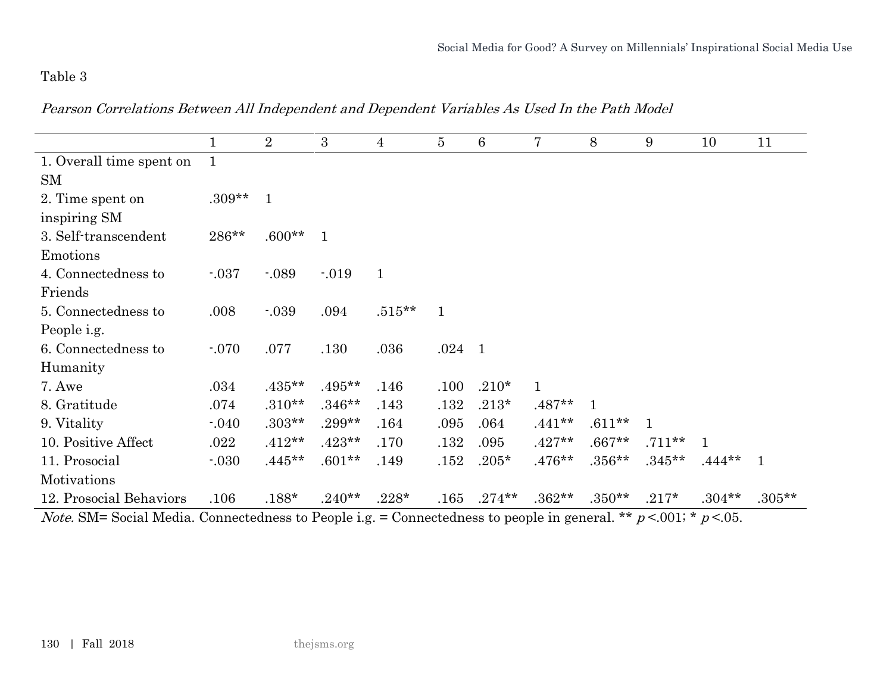Table 3

*Pearson Correlations Between All Independent and Dependent Variables As Used In the Path Model*

| | 1 | 2 | 3 | 4 | 5 | 6 | 7 | 8 | 9 | 10 | 11 |
|---|---|---|---|---|---|---|---|---|---|---|---|
| 1. Overall time spent on SM | 1 | | | | | | | | | | |
| 2. Time spent on inspiring SM | .309** | 1 | | | | | | | | | |
| 3. Self-transcendent Emotions | 286** | .600** | 1 | | | | | | | | |
| 4. Connectedness to Friends | -.037 | -.089 | -.019 | 1 | | | | | | | |
| 5. Connectedness to People i.g. | .008 | -.039 | .094 | .515** | 1 | | | | | | |
| 6. Connectedness to Humanity | -.070 | .077 | .130 | .036 | .024 | 1 | | | | | |
| 7. Awe | .034 | .435** | .495** | .146 | .100 | .210* | 1 | | | | |
| 8. Gratitude | .074 | .310** | .346** | .143 | .132 | .213* | .487** | 1 | | | |
| 9. Vitality | -.040 | .303** | .299** | .164 | .095 | .064 | .441** | .611** | 1 | | |
| 10. Positive Affect | .022 | .412** | .423** | .170 | .132 | .095 | .427** | .667** | .711** | 1 | |
| 11. Prosocial Motivations | -.030 | .445** | .601** | .149 | .152 | .205* | .476** | .356** | .345** | .444** | 1 |
| 12. Prosocial Behaviors | .106 | .188* | .240** | .228* | .165 | .274** | .362** | .350** | .217* | .304** | .305** |

*Note.* SM= Social Media. Connectedness to People i.g. = Connectedness to people in general. ** $p$ <.001; * $p$ <.05.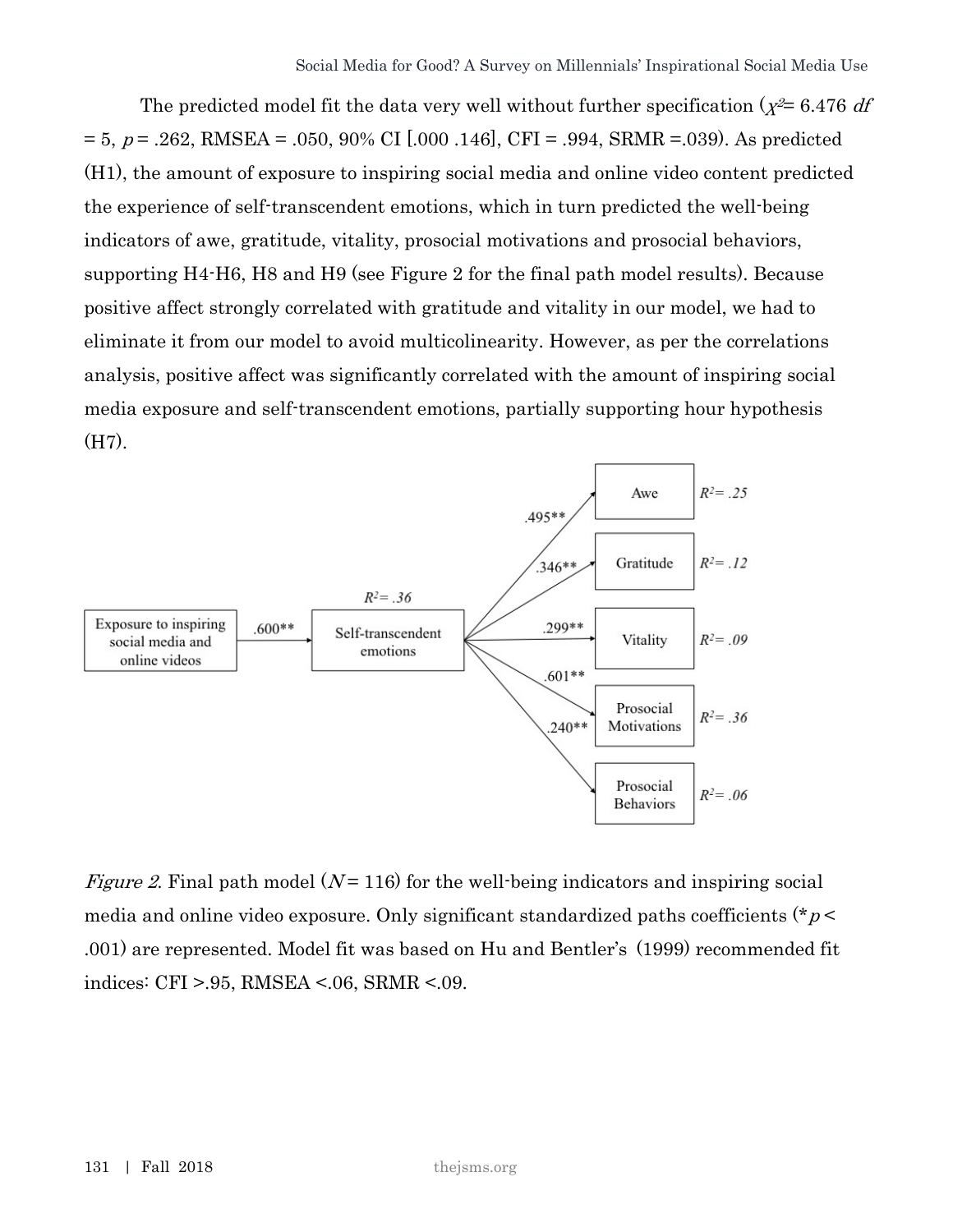The predicted model fit the data very well without further specification ($\chi^2$= 6.476 *df* = 5, *p* = .262, RMSEA = .050, 90% CI [.000 .146], CFI = .994, SRMR =.039). As predicted (H1), the amount of exposure to inspiring social media and online video content predicted the experience of self-transcendent emotions, which in turn predicted the well-being indicators of awe, gratitude, vitality, prosocial motivations and prosocial behaviors, supporting H4-H6, H8 and H9 (see Figure 2 for the final path model results). Because positive affect strongly correlated with gratitude and vitality in our model, we had to eliminate it from our model to avoid multicolinearity. However, as per the correlations analysis, positive affect was significantly correlated with the amount of inspiring social media exposure and self-transcendent emotions, partially supporting hour hypothesis (H7).

*Figure 2*. Final path model ($N$ = 116) for the well-being indicators and inspiring social media and online video exposure. Only significant standardized paths coefficients (\*$p$ < .001) are represented. Model fit was based on Hu and Bentler's (1999) recommended fit indices: CFI >.95, RMSEA <.06, SRMR <.09.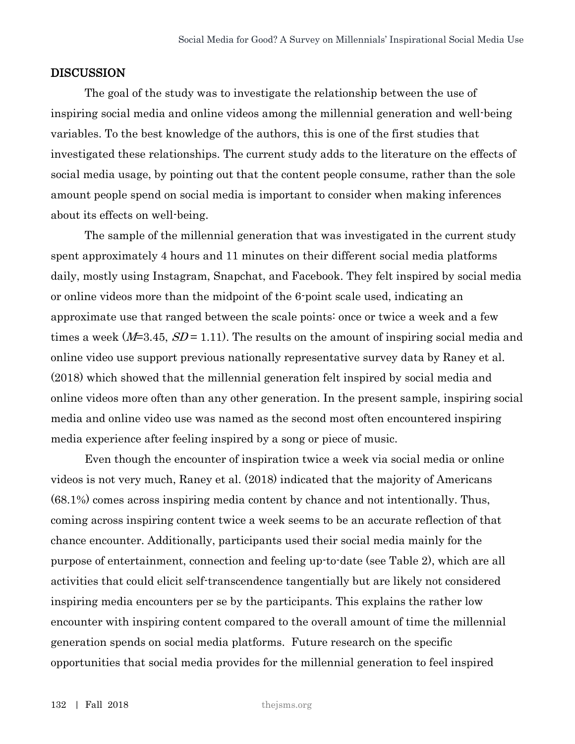## DISCUSSION

The goal of the study was to investigate the relationship between the use of inspiring social media and online videos among the millennial generation and well-being variables. To the best knowledge of the authors, this is one of the first studies that investigated these relationships. The current study adds to the literature on the effects of social media usage, by pointing out that the content people consume, rather than the sole amount people spend on social media is important to consider when making inferences about its effects on well-being.

The sample of the millennial generation that was investigated in the current study spent approximately 4 hours and 11 minutes on their different social media platforms daily, mostly using Instagram, Snapchat, and Facebook. They felt inspired by social media or online videos more than the midpoint of the 6-point scale used, indicating an approximate use that ranged between the scale points: once or twice a week and a few times a week ($M$=3.45, $SD$ = 1.11). The results on the amount of inspiring social media and online video use support previous nationally representative survey data by Raney et al. (2018) which showed that the millennial generation felt inspired by social media and online videos more often than any other generation. In the present sample, inspiring social media and online video use was named as the second most often encountered inspiring media experience after feeling inspired by a song or piece of music.

Even though the encounter of inspiration twice a week via social media or online videos is not very much, Raney et al. (2018) indicated that the majority of Americans (68.1%) comes across inspiring media content by chance and not intentionally. Thus, coming across inspiring content twice a week seems to be an accurate reflection of that chance encounter. Additionally, participants used their social media mainly for the purpose of entertainment, connection and feeling up-to-date (see Table 2), which are all activities that could elicit self-transcendence tangentially but are likely not considered inspiring media encounters per se by the participants. This explains the rather low encounter with inspiring content compared to the overall amount of time the millennial generation spends on social media platforms. Future research on the specific opportunities that social media provides for the millennial generation to feel inspired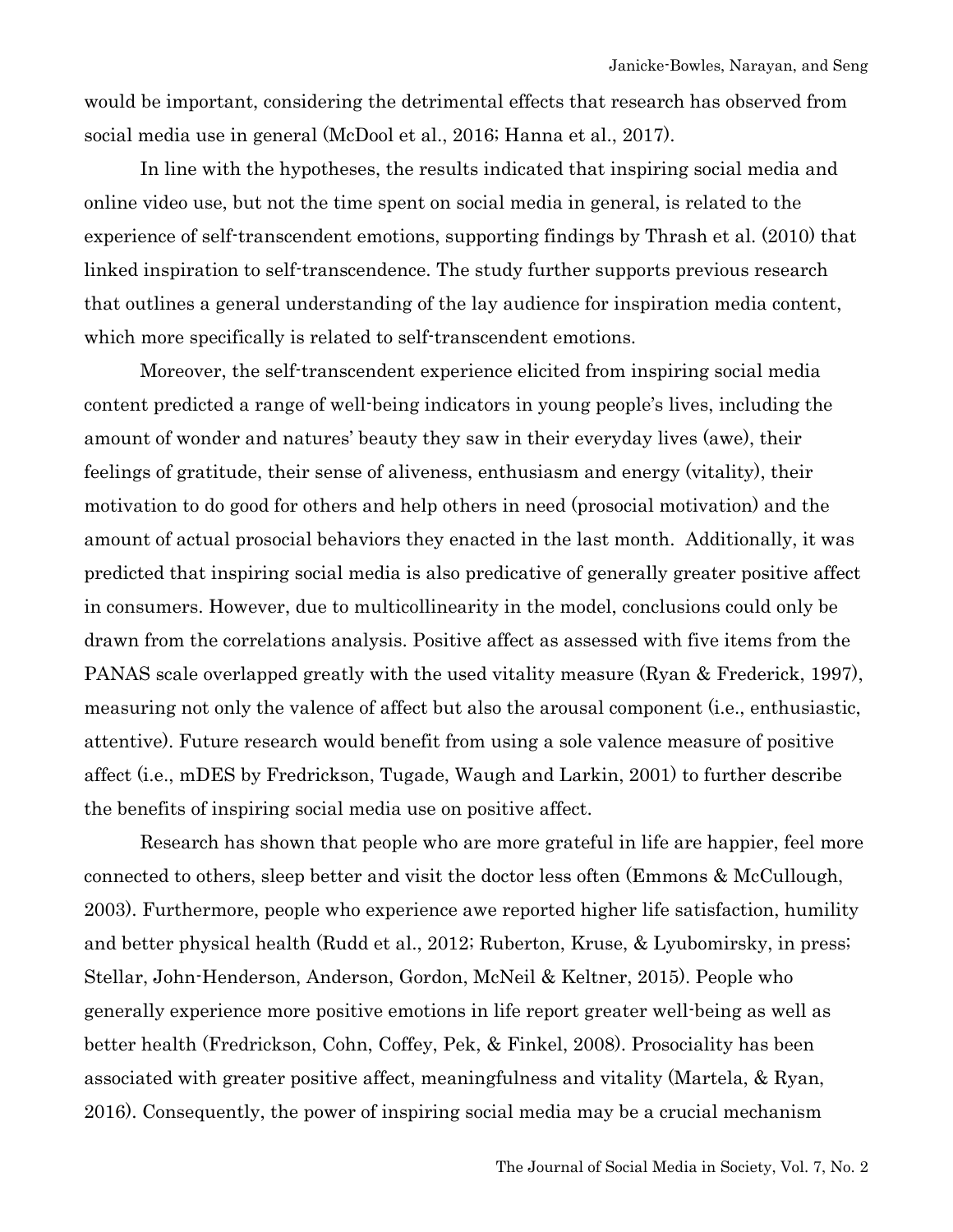would be important, considering the detrimental effects that research has observed from social media use in general (McDool et al., 2016; Hanna et al., 2017).

In line with the hypotheses, the results indicated that inspiring social media and online video use, but not the time spent on social media in general, is related to the experience of self-transcendent emotions, supporting findings by Thrash et al. (2010) that linked inspiration to self-transcendence. The study further supports previous research that outlines a general understanding of the lay audience for inspiration media content, which more specifically is related to self-transcendent emotions.

Moreover, the self-transcendent experience elicited from inspiring social media content predicted a range of well-being indicators in young people's lives, including the amount of wonder and natures' beauty they saw in their everyday lives (awe), their feelings of gratitude, their sense of aliveness, enthusiasm and energy (vitality), their motivation to do good for others and help others in need (prosocial motivation) and the amount of actual prosocial behaviors they enacted in the last month. Additionally, it was predicted that inspiring social media is also predicative of generally greater positive affect in consumers. However, due to multicollinearity in the model, conclusions could only be drawn from the correlations analysis. Positive affect as assessed with five items from the PANAS scale overlapped greatly with the used vitality measure (Ryan & Frederick, 1997), measuring not only the valence of affect but also the arousal component (i.e., enthusiastic, attentive). Future research would benefit from using a sole valence measure of positive affect (i.e., mDES by Fredrickson, Tugade, Waugh and Larkin, 2001) to further describe the benefits of inspiring social media use on positive affect.

Research has shown that people who are more grateful in life are happier, feel more connected to others, sleep better and visit the doctor less often (Emmons & McCullough, 2003). Furthermore, people who experience awe reported higher life satisfaction, humility and better physical health (Rudd et al., 2012; Ruberton, Kruse, & Lyubomirsky, in press; Stellar, John-Henderson, Anderson, Gordon, McNeil & Keltner, 2015). People who generally experience more positive emotions in life report greater well-being as well as better health (Fredrickson, Cohn, Coffey, Pek, & Finkel, 2008). Prosociality has been associated with greater positive affect, meaningfulness and vitality (Martela, & Ryan, 2016). Consequently, the power of inspiring social media may be a crucial mechanism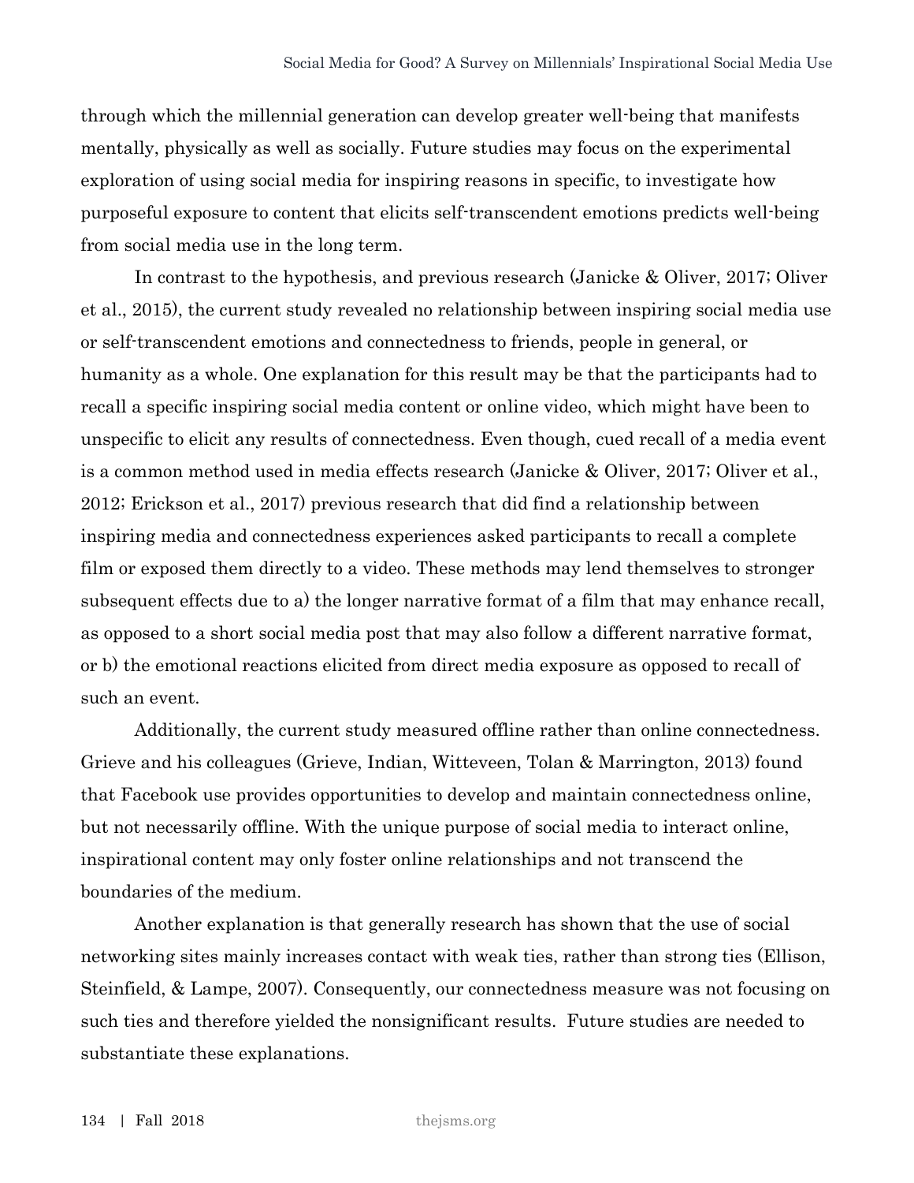through which the millennial generation can develop greater well-being that manifests mentally, physically as well as socially. Future studies may focus on the experimental exploration of using social media for inspiring reasons in specific, to investigate how purposeful exposure to content that elicits self-transcendent emotions predicts well-being from social media use in the long term.

In contrast to the hypothesis, and previous research (Janicke & Oliver, 2017; Oliver et al., 2015), the current study revealed no relationship between inspiring social media use or self-transcendent emotions and connectedness to friends, people in general, or humanity as a whole. One explanation for this result may be that the participants had to recall a specific inspiring social media content or online video, which might have been to unspecific to elicit any results of connectedness. Even though, cued recall of a media event is a common method used in media effects research (Janicke & Oliver, 2017; Oliver et al., 2012; Erickson et al., 2017) previous research that did find a relationship between inspiring media and connectedness experiences asked participants to recall a complete film or exposed them directly to a video. These methods may lend themselves to stronger subsequent effects due to a) the longer narrative format of a film that may enhance recall, as opposed to a short social media post that may also follow a different narrative format, or b) the emotional reactions elicited from direct media exposure as opposed to recall of such an event.

Additionally, the current study measured offline rather than online connectedness. Grieve and his colleagues (Grieve, Indian, Witteveen, Tolan & Marrington, 2013) found that Facebook use provides opportunities to develop and maintain connectedness online, but not necessarily offline. With the unique purpose of social media to interact online, inspirational content may only foster online relationships and not transcend the boundaries of the medium.

Another explanation is that generally research has shown that the use of social networking sites mainly increases contact with weak ties, rather than strong ties (Ellison, Steinfield, & Lampe, 2007). Consequently, our connectedness measure was not focusing on such ties and therefore yielded the nonsignificant results. Future studies are needed to substantiate these explanations.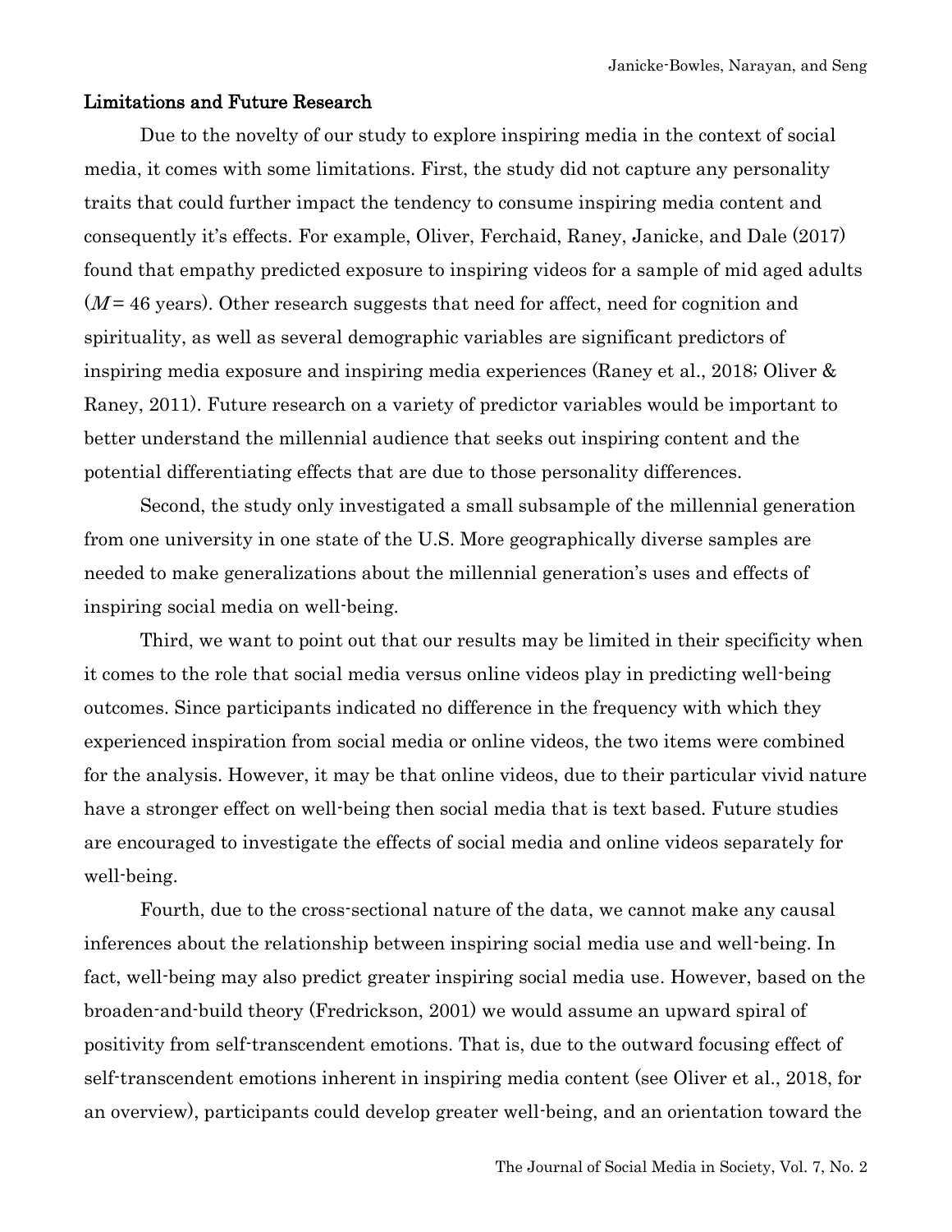## Limitations and Future Research

Due to the novelty of our study to explore inspiring media in the context of social media, it comes with some limitations. First, the study did not capture any personality traits that could further impact the tendency to consume inspiring media content and consequently it's effects. For example, Oliver, Ferchaid, Raney, Janicke, and Dale (2017) found that empathy predicted exposure to inspiring videos for a sample of mid aged adults ($M = 46$ years). Other research suggests that need for affect, need for cognition and spirituality, as well as several demographic variables are significant predictors of inspiring media exposure and inspiring media experiences (Raney et al., 2018; Oliver & Raney, 2011). Future research on a variety of predictor variables would be important to better understand the millennial audience that seeks out inspiring content and the potential differentiating effects that are due to those personality differences.

Second, the study only investigated a small subsample of the millennial generation from one university in one state of the U.S. More geographically diverse samples are needed to make generalizations about the millennial generation's uses and effects of inspiring social media on well-being.

Third, we want to point out that our results may be limited in their specificity when it comes to the role that social media versus online videos play in predicting well-being outcomes. Since participants indicated no difference in the frequency with which they experienced inspiration from social media or online videos, the two items were combined for the analysis. However, it may be that online videos, due to their particular vivid nature have a stronger effect on well-being then social media that is text based. Future studies are encouraged to investigate the effects of social media and online videos separately for well-being.

Fourth, due to the cross-sectional nature of the data, we cannot make any causal inferences about the relationship between inspiring social media use and well-being. In fact, well-being may also predict greater inspiring social media use. However, based on the broaden-and-build theory (Fredrickson, 2001) we would assume an upward spiral of positivity from self-transcendent emotions. That is, due to the outward focusing effect of self-transcendent emotions inherent in inspiring media content (see Oliver et al., 2018, for an overview), participants could develop greater well-being, and an orientation toward the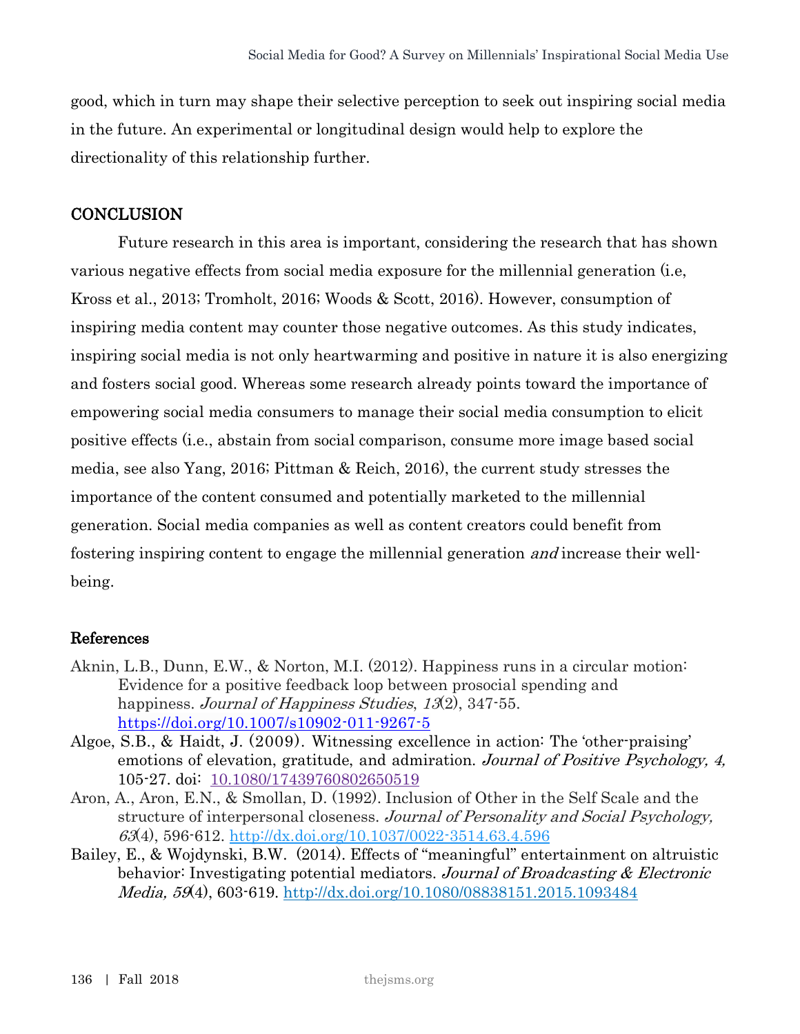good, which in turn may shape their selective perception to seek out inspiring social media in the future. An experimental or longitudinal design would help to explore the directionality of this relationship further.

## CONCLUSION

Future research in this area is important, considering the research that has shown various negative effects from social media exposure for the millennial generation (i.e, Kross et al., 2013; Tromholt, 2016; Woods & Scott, 2016). However, consumption of inspiring media content may counter those negative outcomes. As this study indicates, inspiring social media is not only heartwarming and positive in nature it is also energizing and fosters social good. Whereas some research already points toward the importance of empowering social media consumers to manage their social media consumption to elicit positive effects (i.e., abstain from social comparison, consume more image based social media, see also Yang, 2016; Pittman & Reich, 2016), the current study stresses the importance of the content consumed and potentially marketed to the millennial generation. Social media companies as well as content creators could benefit from fostering inspiring content to engage the millennial generation *and* increase their well-being.

## References

Aknin, L.B., Dunn, E.W., & Norton, M.I. (2012). Happiness runs in a circular motion: Evidence for a positive feedback loop between prosocial spending and happiness. *Journal of Happiness Studies*, *13*(2), 347-55. https://doi.org/10.1007/s10902-011-9267-5

Algoe, S.B., & Haidt, J. (2009). Witnessing excellence in action: The 'other-praising' emotions of elevation, gratitude, and admiration. *Journal of Positive Psychology, 4,* 105-27. doi: 10.1080/17439760802650519

Aron, A., Aron, E.N., & Smollan, D. (1992). Inclusion of Other in the Self Scale and the structure of interpersonal closeness. *Journal of Personality and Social Psychology, 63*(4), 596-612. http://dx.doi.org/10.1037/0022-3514.63.4.596

Bailey, E., & Wojdynski, B.W. (2014). Effects of "meaningful" entertainment on altruistic behavior: Investigating potential mediators. *Journal of Broadcasting & Electronic Media, 59*(4), 603-619. http://dx.doi.org/10.1080/08838151.2015.1093484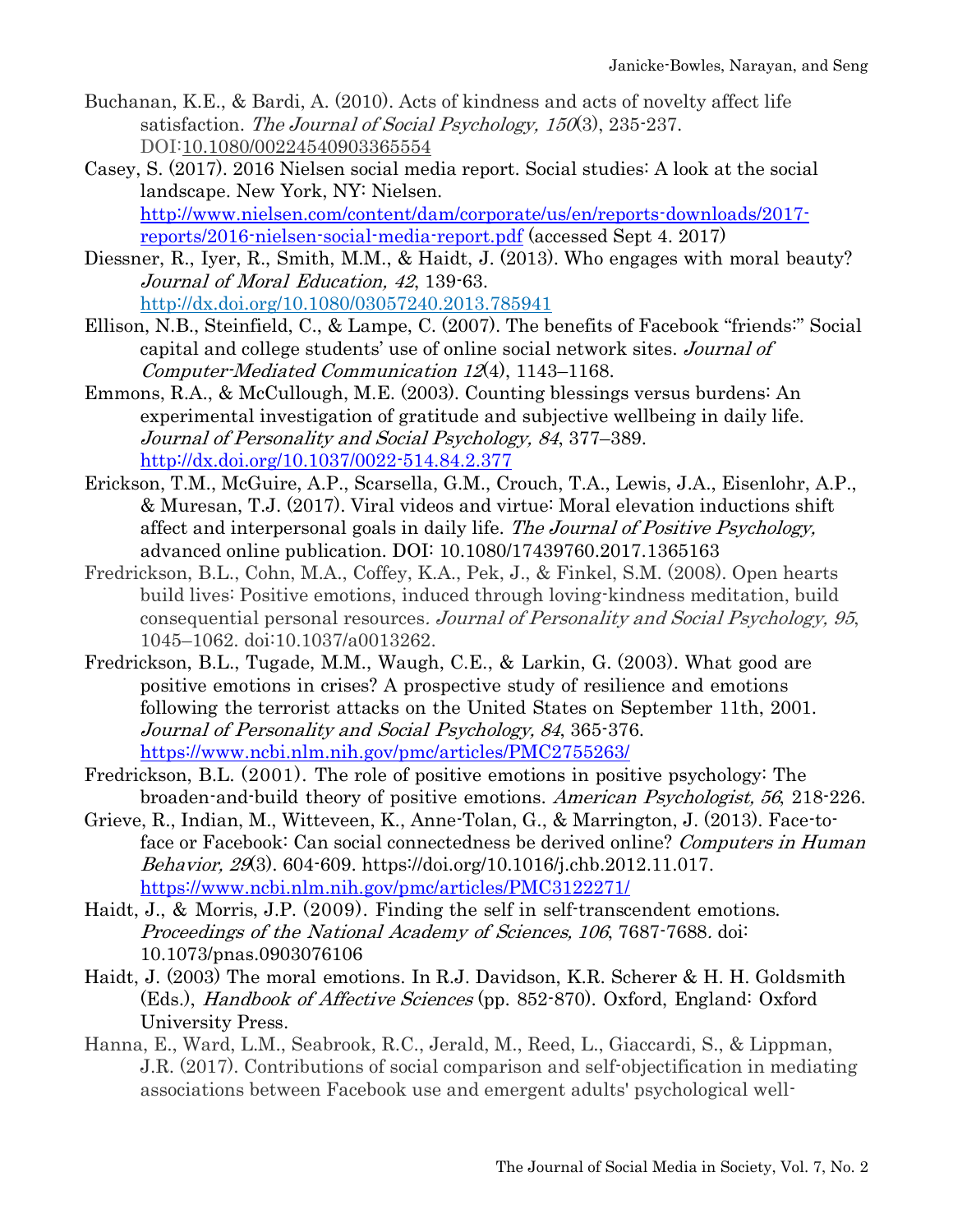Buchanan, K.E., & Bardi, A. (2010). Acts of kindness and acts of novelty affect life satisfaction. *The Journal of Social Psychology, 150*(3), 235-237. DOI:10.1080/00224540903365554

Casey, S. (2017). 2016 Nielsen social media report. Social studies: A look at the social landscape. New York, NY: Nielsen. http://www.nielsen.com/content/dam/corporate/us/en/reports-downloads/2017-reports/2016-nielsen-social-media-report.pdf (accessed Sept 4. 2017)

Diessner, R., Iyer, R., Smith, M.M., & Haidt, J. (2013). Who engages with moral beauty? *Journal of Moral Education, 42*, 139-63. http://dx.doi.org/10.1080/03057240.2013.785941

Ellison, N.B., Steinfield, C., & Lampe, C. (2007). The benefits of Facebook "friends:" Social capital and college students' use of online social network sites. *Journal of Computer-Mediated Communication 12*(4), 1143–1168.

Emmons, R.A., & McCullough, M.E. (2003). Counting blessings versus burdens: An experimental investigation of gratitude and subjective wellbeing in daily life. *Journal of Personality and Social Psychology, 84*, 377–389. http://dx.doi.org/10.1037/0022-514.84.2.377

Erickson, T.M., McGuire, A.P., Scarsella, G.M., Crouch, T.A., Lewis, J.A., Eisenlohr, A.P., & Muresan, T.J. (2017). Viral videos and virtue: Moral elevation inductions shift affect and interpersonal goals in daily life. *The Journal of Positive Psychology,* advanced online publication. DOI: 10.1080/17439760.2017.1365163

Fredrickson, B.L., Cohn, M.A., Coffey, K.A., Pek, J., & Finkel, S.M. (2008). Open hearts build lives: Positive emotions, induced through loving-kindness meditation, build consequential personal resources*. Journal of Personality and Social Psychology, 95*, 1045–1062. doi:10.1037/a0013262.

Fredrickson, B.L., Tugade, M.M., Waugh, C.E., & Larkin, G. (2003). What good are positive emotions in crises? A prospective study of resilience and emotions following the terrorist attacks on the United States on September 11th, 2001. *Journal of Personality and Social Psychology, 84*, 365-376. https://www.ncbi.nlm.nih.gov/pmc/articles/PMC2755263/

Fredrickson, B.L. (2001). The role of positive emotions in positive psychology: The broaden-and-build theory of positive emotions. *American Psychologist, 56*, 218-226.

Grieve, R., Indian, M., Witteveen, K., Anne-Tolan, G., & Marrington, J. (2013). Face-to-face or Facebook: Can social connectedness be derived online? *Computers in Human Behavior, 29*(3). 604-609. https://doi.org/10.1016/j.chb.2012.11.017. https://www.ncbi.nlm.nih.gov/pmc/articles/PMC3122271/

Haidt, J., & Morris, J.P. (2009). Finding the self in self-transcendent emotions. *Proceedings of the National Academy of Sciences, 106*, 7687-7688. doi: 10.1073/pnas.0903076106

Haidt, J. (2003) The moral emotions. In R.J. Davidson, K.R. Scherer & H. H. Goldsmith (Eds.), *Handbook of Affective Sciences* (pp. 852-870). Oxford, England: Oxford University Press.

Hanna, E., Ward, L.M., Seabrook, R.C., Jerald, M., Reed, L., Giaccardi, S., & Lippman, J.R. (2017). Contributions of social comparison and self-objectification in mediating associations between Facebook use and emergent adults' psychological well-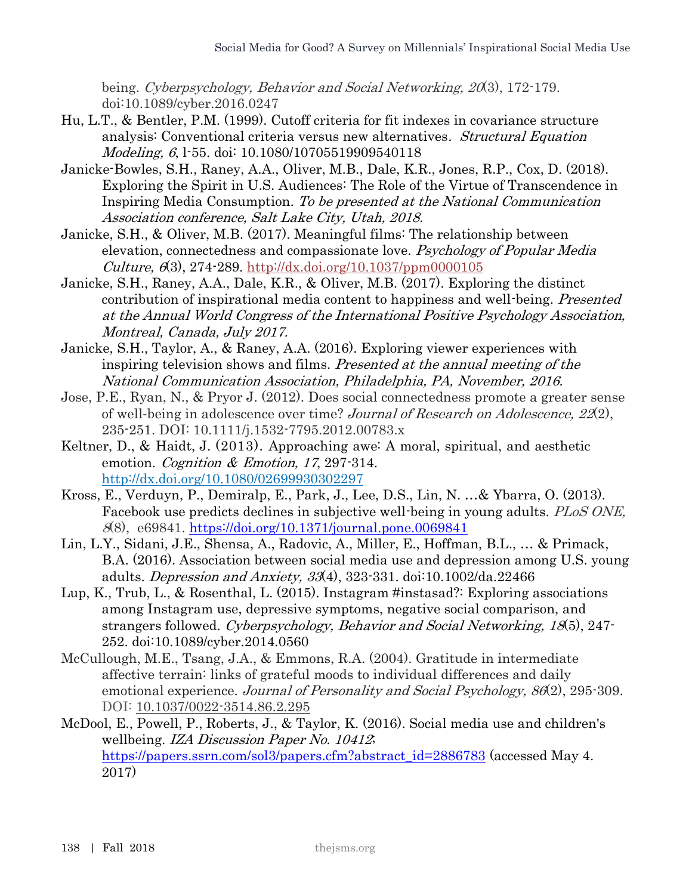being. *Cyberpsychology, Behavior and Social Networking, 20*(3), 172-179. doi:10.1089/cyber.2016.0247

Hu, L.T., & Bentler, P.M. (1999). Cutoff criteria for fit indexes in covariance structure analysis: Conventional criteria versus new alternatives. *Structural Equation Modeling, 6*, l-55. doi: 10.1080/10705519909540118

Janicke-Bowles, S.H., Raney, A.A., Oliver, M.B., Dale, K.R., Jones, R.P., Cox, D. (2018). Exploring the Spirit in U.S. Audiences: The Role of the Virtue of Transcendence in Inspiring Media Consumption. *To be presented at the National Communication Association conference, Salt Lake City, Utah, 2018.*

Janicke, S.H., & Oliver, M.B. (2017). Meaningful films: The relationship between elevation, connectedness and compassionate love. *Psychology of Popular Media Culture, 6*(3), 274-289. http://dx.doi.org/10.1037/ppm0000105

Janicke, S.H., Raney, A.A., Dale, K.R., & Oliver, M.B. (2017). Exploring the distinct contribution of inspirational media content to happiness and well-being. *Presented at the Annual World Congress of the International Positive Psychology Association, Montreal, Canada, July 2017.*

Janicke, S.H., Taylor, A., & Raney, A.A. (2016). Exploring viewer experiences with inspiring television shows and films. *Presented at the annual meeting of the National Communication Association, Philadelphia, PA, November, 2016.*

Jose, P.E., Ryan, N., & Pryor J. (2012). Does social connectedness promote a greater sense of well-being in adolescence over time? *Journal of Research on Adolescence, 22*(2), 235-251. DOI: 10.1111/j.1532-7795.2012.00783.x

Keltner, D., & Haidt, J. (2013). Approaching awe: A moral, spiritual, and aesthetic emotion. *Cognition & Emotion, 17*, 297-314. http://dx.doi.org/10.1080/02699930302297

Kross, E., Verduyn, P., Demiralp, E., Park, J., Lee, D.S., Lin, N. …& Ybarra, O. (2013). Facebook use predicts declines in subjective well-being in young adults. *PLoS ONE, 8*(8), e69841. https://doi.org/10.1371/journal.pone.0069841

Lin, L.Y., Sidani, J.E., Shensa, A., Radovic, A., Miller, E., Hoffman, B.L., … & Primack, B.A. (2016). Association between social media use and depression among U.S. young adults. *Depression and Anxiety, 33*(4), 323-331. doi:10.1002/da.22466

Lup, K., Trub, L., & Rosenthal, L. (2015). Instagram #instasad?: Exploring associations among Instagram use, depressive symptoms, negative social comparison, and strangers followed. *Cyberpsychology, Behavior and Social Networking, 18*(5), 247-252. doi:10.1089/cyber.2014.0560

McCullough, M.E., Tsang, J.A., & Emmons, R.A. (2004). Gratitude in intermediate affective terrain: links of grateful moods to individual differences and daily emotional experience. *Journal of Personality and Social Psychology, 86*(2), 295-309. DOI: 10.1037/0022-3514.86.2.295

McDool, E., Powell, P., Roberts, J., & Taylor, K. (2016). Social media use and children's wellbeing. *IZA Discussion Paper No. 10412*; https://papers.ssrn.com/sol3/papers.cfm?abstract_id=2886783 (accessed May 4. 2017)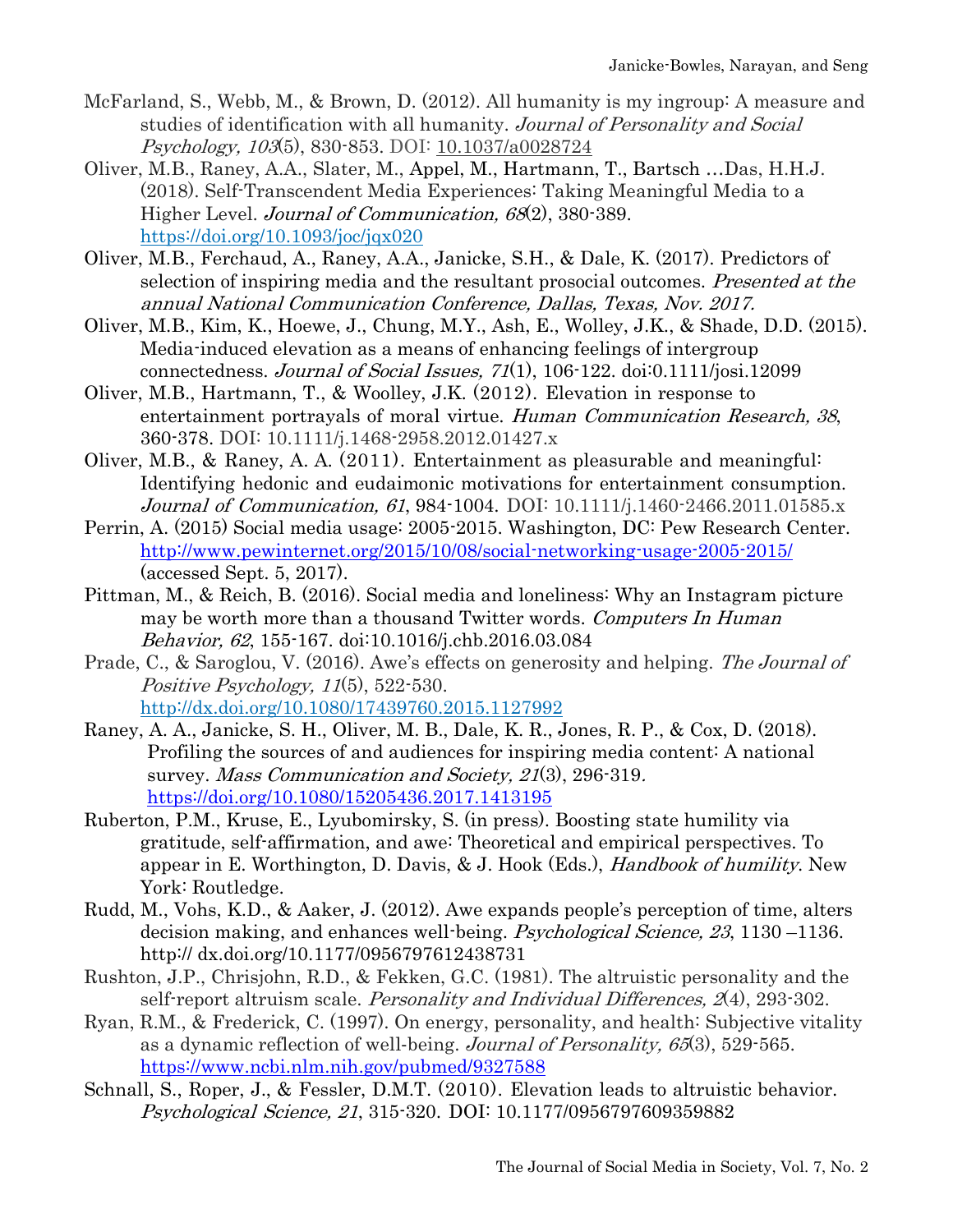McFarland, S., Webb, M., & Brown, D. (2012). All humanity is my ingroup: A measure and studies of identification with all humanity. *Journal of Personality and Social Psychology, 103*(5), 830-853. DOI: 10.1037/a0028724

Oliver, M.B., Raney, A.A., Slater, M., Appel, M., Hartmann, T., Bartsch …Das, H.H.J. (2018). Self-Transcendent Media Experiences: Taking Meaningful Media to a Higher Level. *Journal of Communication, 68*(2), 380-389. https://doi.org/10.1093/joc/jqx020

Oliver, M.B., Ferchaud, A., Raney, A.A., Janicke, S.H., & Dale, K. (2017). Predictors of selection of inspiring media and the resultant prosocial outcomes. *Presented at the annual National Communication Conference, Dallas, Texas, Nov. 2017.*

Oliver, M.B., Kim, K., Hoewe, J., Chung, M.Y., Ash, E., Wolley, J.K., & Shade, D.D. (2015). Media-induced elevation as a means of enhancing feelings of intergroup connectedness. *Journal of Social Issues, 71*(1), 106-122. doi:0.1111/josi.12099

Oliver, M.B., Hartmann, T., & Woolley, J.K. (2012). Elevation in response to entertainment portrayals of moral virtue. *Human Communication Research, 38*, 360-378. DOI: 10.1111/j.1468-2958.2012.01427.x

Oliver, M.B., & Raney, A. A. (2011). Entertainment as pleasurable and meaningful: Identifying hedonic and eudaimonic motivations for entertainment consumption. *Journal of Communication, 61*, 984-1004. DOI: 10.1111/j.1460-2466.2011.01585.x

Perrin, A. (2015) Social media usage: 2005-2015. Washington, DC: Pew Research Center. http://www.pewinternet.org/2015/10/08/social-networking-usage-2005-2015/ (accessed Sept. 5, 2017).

Pittman, M., & Reich, B. (2016). Social media and loneliness: Why an Instagram picture may be worth more than a thousand Twitter words. *Computers In Human Behavior, 62*, 155-167. doi:10.1016/j.chb.2016.03.084

Prade, C., & Saroglou, V. (2016). Awe's effects on generosity and helping. *The Journal of Positive Psychology, 11*(5), 522-530. http://dx.doi.org/10.1080/17439760.2015.1127992

Raney, A. A., Janicke, S. H., Oliver, M. B., Dale, K. R., Jones, R. P., & Cox, D. (2018). Profiling the sources of and audiences for inspiring media content: A national survey. *Mass Communication and Society, 21*(3), 296-319. https://doi.org/10.1080/15205436.2017.1413195

Ruberton, P.M., Kruse, E., Lyubomirsky, S. (in press). Boosting state humility via gratitude, self-affirmation, and awe: Theoretical and empirical perspectives. To appear in E. Worthington, D. Davis, & J. Hook (Eds.), *Handbook of humility*. New York: Routledge.

Rudd, M., Vohs, K.D., & Aaker, J. (2012). Awe expands people's perception of time, alters decision making, and enhances well-being. *Psychological Science, 23*, 1130 –1136. http:// dx.doi.org/10.1177/0956797612438731

Rushton, J.P., Chrisjohn, R.D., & Fekken, G.C. (1981). The altruistic personality and the self-report altruism scale. *Personality and Individual Differences, 2*(4), 293-302.

Ryan, R.M., & Frederick, C. (1997). On energy, personality, and health: Subjective vitality as a dynamic reflection of well-being. *Journal of Personality, 65*(3), 529-565. https://www.ncbi.nlm.nih.gov/pubmed/9327588

Schnall, S., Roper, J., & Fessler, D.M.T. (2010). Elevation leads to altruistic behavior. *Psychological Science, 21*, 315-320. DOI: 10.1177/0956797609359882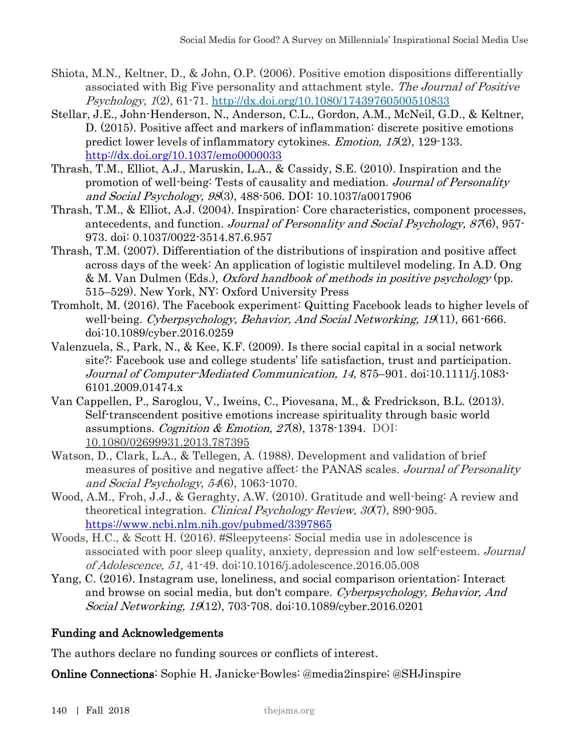Shiota, M.N., Keltner, D., & John, O.P. (2006). Positive emotion dispositions differentially associated with Big Five personality and attachment style. *The Journal of Positive Psychology, 1*(2), 61-71. http://dx.doi.org/10.1080/17439760500510833

Stellar, J.E., John-Henderson, N., Anderson, C.L., Gordon, A.M., McNeil, G.D., & Keltner, D. (2015). Positive affect and markers of inflammation: discrete positive emotions predict lower levels of inflammatory cytokines. *Emotion, 15*(2), 129-133. http://dx.doi.org/10.1037/emo0000033

Thrash, T.M., Elliot, A.J., Maruskin, L.A., & Cassidy, S.E. (2010). Inspiration and the promotion of well-being: Tests of causality and mediation. *Journal of Personality and Social Psychology, 98*(3), 488-506. DOI: 10.1037/a0017906

Thrash, T.M., & Elliot, A.J. (2004). Inspiration: Core characteristics, component processes, antecedents, and function. *Journal of Personality and Social Psychology, 87*(6), 957-973. doi: 0.1037/0022-3514.87.6.957

Thrash, T.M. (2007). Differentiation of the distributions of inspiration and positive affect across days of the week: An application of logistic multilevel modeling. In A.D. Ong & M. Van Dulmen (Eds.), *Oxford handbook of methods in positive psychology* (pp. 515–529). New York, NY: Oxford University Press

Tromholt, M. (2016). The Facebook experiment: Quitting Facebook leads to higher levels of well-being. *Cyberpsychology, Behavior, And Social Networking, 19*(11), 661-666. doi:10.1089/cyber.2016.0259

Valenzuela, S., Park, N., & Kee, K.F. (2009). Is there social capital in a social network site?: Facebook use and college students' life satisfaction, trust and participation. *Journal of Computer-Mediated Communication, 14*, 875–901. doi:10.1111/j.1083-6101.2009.01474.x

Van Cappellen, P., Saroglou, V., Iweins, C., Piovesana, M., & Fredrickson, B.L. (2013). Self-transcendent positive emotions increase spirituality through basic world assumptions. *Cognition & Emotion, 27*(8), 1378-1394. DOI: 10.1080/02699931.2013.787395

Watson, D., Clark, L.A., & Tellegen, A. (1988). Development and validation of brief measures of positive and negative affect: the PANAS scales. *Journal of Personality and Social Psychology, 54*(6), 1063-1070.

Wood, A.M., Froh, J.J., & Geraghty, A.W. (2010). Gratitude and well-being: A review and theoretical integration. *Clinical Psychology Review, 30*(7), 890-905. https://www.ncbi.nlm.nih.gov/pubmed/3397865

Woods, H.C., & Scott H. (2016). #Sleepyteens: Social media use in adolescence is associated with poor sleep quality, anxiety, depression and low self-esteem. *Journal of Adolescence, 51,* 41-49. doi:10.1016/j.adolescence.2016.05.008

Yang, C. (2016). Instagram use, loneliness, and social comparison orientation: Interact and browse on social media, but don't compare. *Cyberpsychology, Behavior, And Social Networking, 19*(12), 703-708. doi:10.1089/cyber.2016.0201

## Funding and Acknowledgements

The authors declare no funding sources or conflicts of interest.

**Online Connections**: Sophie H. Janicke-Bowles: @media2inspire; @SHJinspire